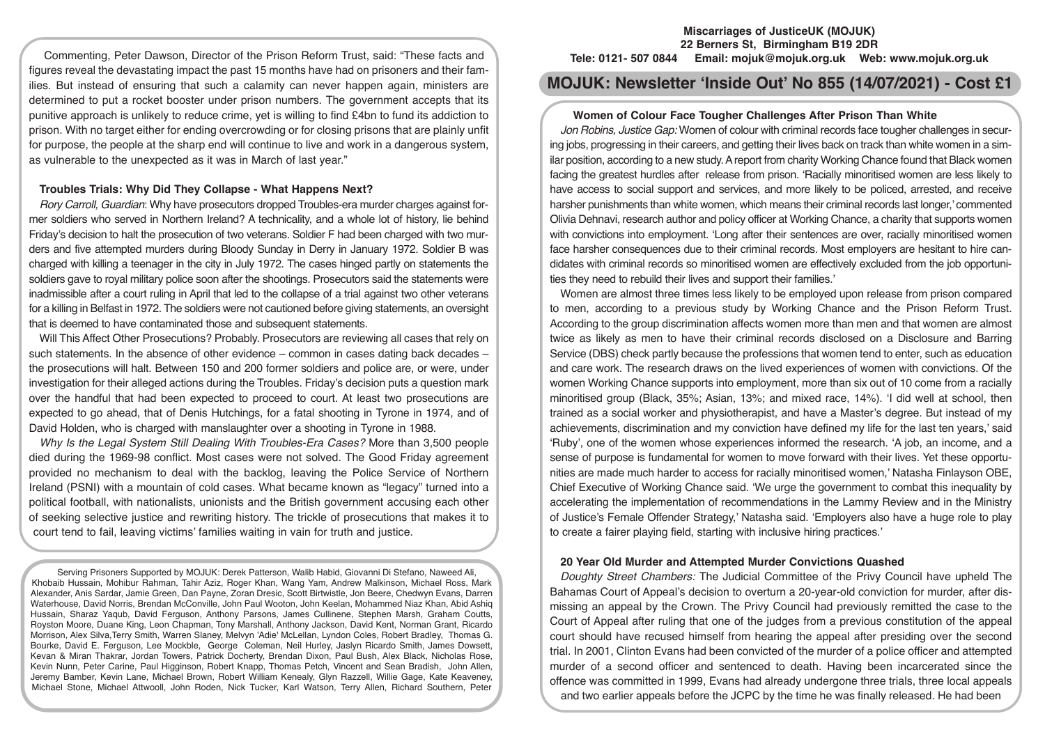Commenting, Peter Dawson, Director of the Prison Reform Trust, said: "These facts and figures reveal the devastating impact the past 15 months have had on prisoners and their families. But instead of ensuring that such a calamity can never happen again, ministers are determined to put a rocket booster under prison numbers. The government accepts that its punitive approach is unlikely to reduce crime, yet is willing to find £4bn to fund its addiction to prison. With no target either for ending overcrowding or for closing prisons that are plainly unfit for purpose, the people at the sharp end will continue to live and work in a dangerous system, as vulnerable to the unexpected as it was in March of last year."

### Troubles Trials: Why Did They Collapse - What Happens Next?

*Rory Carroll, Guardian*: Why have prosecutors dropped Troubles-era murder charges against former soldiers who served in Northern Ireland? A technicality, and a whole lot of history, lie behind Friday's decision to halt the prosecution of two veterans. Soldier F had been charged with two murders and five attempted murders during Bloody Sunday in Derry in January 1972. Soldier B was charged with killing a teenager in the city in July 1972. The cases hinged partly on statements the soldiers gave to royal military police soon after the shootings. Prosecutors said the statements were inadmissible after a court ruling in April that led to the collapse of a trial against two other veterans for a killing in Belfast in 1972. The soldiers were not cautioned before giving statements, an oversight that is deemed to have contaminated those and subsequent statements.

Will This Affect Other Prosecutions? Probably. Prosecutors are reviewing all cases that rely on such statements. In the absence of other evidence – common in cases dating back decades – the prosecutions will halt. Between 150 and 200 former soldiers and police are, or were, under investigation for their alleged actions during the Troubles. Friday's decision puts a question mark over the handful that had been expected to proceed to court. At least two prosecutions are expected to go ahead, that of Denis Hutchings, for a fatal shooting in Tyrone in 1974, and of David Holden, who is charged with manslaughter over a shooting in Tyrone in 1988.

*Why Is the Legal System Still Dealing With Troubles-Era Cases?* More than 3,500 people died during the 1969-98 conflict. Most cases were not solved. The Good Friday agreement provided no mechanism to deal with the backlog, leaving the Police Service of Northern Ireland (PSNI) with a mountain of cold cases. What became known as "legacy" turned into a political football, with nationalists, unionists and the British government accusing each other of seeking selective justice and rewriting history. The trickle of prosecutions that makes it to court tend to fail, leaving victims' families waiting in vain for truth and justice.

Serving Prisoners Supported by MOJUK: Derek Patterson, Walib Habid, Giovanni Di Stefano, Naweed Ali, Khobaib Hussain, Mohibur Rahman, Tahir Aziz, Roger Khan, Wang Yam, Andrew Malkinson, Michael Ross, Mark Alexander, Anis Sardar, Jamie Green, Dan Payne, Zoran Dresic, Scott Birtwistle, Jon Beere, Chedwyn Evans, Darren Waterhouse, David Norris, Brendan McConville, John Paul Wooton, John Keelan, Mohammed Niaz Khan, Abid Ashiq Hussain, Sharaz Yaqub, David Ferguson, Anthony Parsons, James Cullinene, Stephen Marsh, Graham Coutts, Royston Moore, Duane King, Leon Chapman, Tony Marshall, Anthony Jackson, David Kent, Norman Grant, Ricardo Morrison, Alex Silva,Terry Smith, Warren Slaney, Melvyn 'Adie' McLellan, Lyndon Coles, Robert Bradley, Thomas G. Bourke, David E. Ferguson, Lee Mockble, George Coleman, Neil Hurley, Jaslyn Ricardo Smith, James Dowsett, Kevan & Miran Thakrar, Jordan Towers, Patrick Docherty, Brendan Dixon, Paul Bush, Alex Black, Nicholas Rose, Kevin Nunn, Peter Carine, Paul Higginson, Robert Knapp, Thomas Petch, Vincent and Sean Bradish, John Allen, Jeremy Bamber, Kevin Lane, Michael Brown, Robert William Kenealy, Glyn Razzell, Willie Gage, Kate Keaveney, Michael Stone, Michael Attwooll, John Roden, Nick Tucker, Karl Watson, Terry Allen, Richard Southern, Peter

**Miscarriages of JusticeUK (MOJUK)**
**22 Berners St, Birmingham B19 2DR**
**Tele: 0121- 507 0844 Email: mojuk@mojuk.org.uk Web: www.mojuk.org.uk**

# MOJUK: Newsletter 'Inside Out' No 855 (14/07/2021) - Cost £1

### Women of Colour Face Tougher Challenges After Prison Than White

*Jon Robins, Justice Gap:* Women of colour with criminal records face tougher challenges in securing jobs, progressing in their careers, and getting their lives back on track than white women in a similar position, according to a new study. A report from charity Working Chance found that Black women facing the greatest hurdles after release from prison. 'Racially minoritised women are less likely to have access to social support and services, and more likely to be policed, arrested, and receive harsher punishments than white women, which means their criminal records last longer,' commented Olivia Dehnavi, research author and policy officer at Working Chance, a charity that supports women with convictions into employment. 'Long after their sentences are over, racially minoritised women face harsher consequences due to their criminal records. Most employers are hesitant to hire candidates with criminal records so minoritised women are effectively excluded from the job opportunities they need to rebuild their lives and support their families.'

Women are almost three times less likely to be employed upon release from prison compared to men, according to a previous study by Working Chance and the Prison Reform Trust. According to the group discrimination affects women more than men and that women are almost twice as likely as men to have their criminal records disclosed on a Disclosure and Barring Service (DBS) check partly because the professions that women tend to enter, such as education and care work. The research draws on the lived experiences of women with convictions. Of the women Working Chance supports into employment, more than six out of 10 come from a racially minoritised group (Black, 35%; Asian, 13%; and mixed race, 14%). 'I did well at school, then trained as a social worker and physiotherapist, and have a Master's degree. But instead of my achievements, discrimination and my conviction have defined my life for the last ten years,' said 'Ruby', one of the women whose experiences informed the research. 'A job, an income, and a sense of purpose is fundamental for women to move forward with their lives. Yet these opportunities are made much harder to access for racially minoritised women,' Natasha Finlayson OBE, Chief Executive of Working Chance said. 'We urge the government to combat this inequality by accelerating the implementation of recommendations in the Lammy Review and in the Ministry of Justice's Female Offender Strategy,' Natasha said. 'Employers also have a huge role to play to create a fairer playing field, starting with inclusive hiring practices.'

### 20 Year Old Murder and Attempted Murder Convictions Quashed

*Doughty Street Chambers:* The Judicial Committee of the Privy Council have upheld The Bahamas Court of Appeal's decision to overturn a 20-year-old conviction for murder, after dismissing an appeal by the Crown. The Privy Council had previously remitted the case to the Court of Appeal after ruling that one of the judges from a previous constitution of the appeal court should have recused himself from hearing the appeal after presiding over the second trial. In 2001, Clinton Evans had been convicted of the murder of a police officer and attempted murder of a second officer and sentenced to death. Having been incarcerated since the offence was committed in 1999, Evans had already undergone three trials, three local appeals and two earlier appeals before the JCPC by the time he was finally released. He had been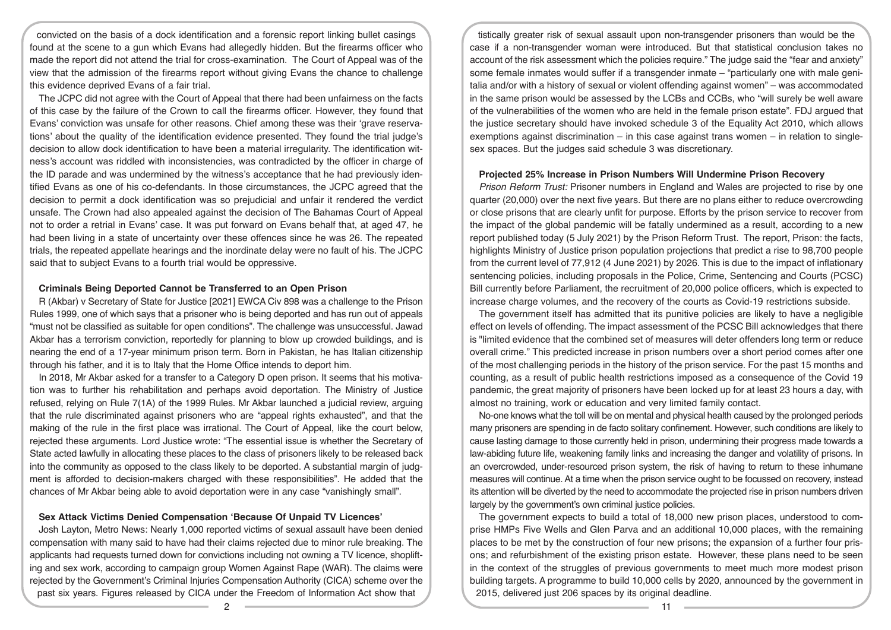convicted on the basis of a dock identification and a forensic report linking bullet casings found at the scene to a gun which Evans had allegedly hidden. But the firearms officer who made the report did not attend the trial for cross-examination. The Court of Appeal was of the view that the admission of the firearms report without giving Evans the chance to challenge this evidence deprived Evans of a fair trial.

The JCPC did not agree with the Court of Appeal that there had been unfairness on the facts of this case by the failure of the Crown to call the firearms officer. However, they found that Evans' conviction was unsafe for other reasons. Chief among these was their 'grave reservations' about the quality of the identification evidence presented. They found the trial judge's decision to allow dock identification to have been a material irregularity. The identification witness's account was riddled with inconsistencies, was contradicted by the officer in charge of the ID parade and was undermined by the witness's acceptance that he had previously identified Evans as one of his co-defendants. In those circumstances, the JCPC agreed that the decision to permit a dock identification was so prejudicial and unfair it rendered the verdict unsafe. The Crown had also appealed against the decision of The Bahamas Court of Appeal not to order a retrial in Evans' case. It was put forward on Evans behalf that, at aged 47, he had been living in a state of uncertainty over these offences since he was 26. The repeated trials, the repeated appellate hearings and the inordinate delay were no fault of his. The JCPC said that to subject Evans to a fourth trial would be oppressive.

**Criminals Being Deported Cannot be Transferred to an Open Prison**

R (Akbar) v Secretary of State for Justice [2021] EWCA Civ 898 was a challenge to the Prison Rules 1999, one of which says that a prisoner who is being deported and has run out of appeals "must not be classified as suitable for open conditions". The challenge was unsuccessful. Jawad Akbar has a terrorism conviction, reportedly for planning to blow up crowded buildings, and is nearing the end of a 17-year minimum prison term. Born in Pakistan, he has Italian citizenship through his father, and it is to Italy that the Home Office intends to deport him.

In 2018, Mr Akbar asked for a transfer to a Category D open prison. It seems that his motivation was to further his rehabilitation and perhaps avoid deportation. The Ministry of Justice refused, relying on Rule 7(1A) of the 1999 Rules. Mr Akbar launched a judicial review, arguing that the rule discriminated against prisoners who are "appeal rights exhausted", and that the making of the rule in the first place was irrational. The Court of Appeal, like the court below, rejected these arguments. Lord Justice wrote: "The essential issue is whether the Secretary of State acted lawfully in allocating these places to the class of prisoners likely to be released back into the community as opposed to the class likely to be deported. A substantial margin of judgment is afforded to decision-makers charged with these responsibilities". He added that the chances of Mr Akbar being able to avoid deportation were in any case "vanishingly small".

**Sex Attack Victims Denied Compensation 'Because Of Unpaid TV Licences'**

Josh Layton, Metro News: Nearly 1,000 reported victims of sexual assault have been denied compensation with many said to have had their claims rejected due to minor rule breaking. The applicants had requests turned down for convictions including not owning a TV licence, shoplifting and sex work, according to campaign group Women Against Rape (WAR). The claims were rejected by the Government's Criminal Injuries Compensation Authority (CICA) scheme over the past six years. Figures released by CICA under the Freedom of Information Act show that

tistically greater risk of sexual assault upon non-transgender prisoners than would be the case if a non-transgender woman were introduced. But that statistical conclusion takes no account of the risk assessment which the policies require." The judge said the "fear and anxiety" some female inmates would suffer if a transgender inmate – "particularly one with male genitalia and/or with a history of sexual or violent offending against women" – was accommodated in the same prison would be assessed by the LCBs and CCBs, who "will surely be well aware of the vulnerabilities of the women who are held in the female prison estate". FDJ argued that the justice secretary should have invoked schedule 3 of the Equality Act 2010, which allows exemptions against discrimination – in this case against trans women – in relation to single-sex spaces. But the judges said schedule 3 was discretionary.

**Projected 25% Increase in Prison Numbers Will Undermine Prison Recovery**

*Prison Reform Trust:* Prisoner numbers in England and Wales are projected to rise by one quarter (20,000) over the next five years. But there are no plans either to reduce overcrowding or close prisons that are clearly unfit for purpose. Efforts by the prison service to recover from the impact of the global pandemic will be fatally undermined as a result, according to a new report published today (5 July 2021) by the Prison Reform Trust. The report, Prison: the facts, highlights Ministry of Justice prison population projections that predict a rise to 98,700 people from the current level of 77,912 (4 June 2021) by 2026. This is due to the impact of inflationary sentencing policies, including proposals in the Police, Crime, Sentencing and Courts (PCSC) Bill currently before Parliament, the recruitment of 20,000 police officers, which is expected to increase charge volumes, and the recovery of the courts as Covid-19 restrictions subside.

The government itself has admitted that its punitive policies are likely to have a negligible effect on levels of offending. The impact assessment of the PCSC Bill acknowledges that there is "limited evidence that the combined set of measures will deter offenders long term or reduce overall crime." This predicted increase in prison numbers over a short period comes after one of the most challenging periods in the history of the prison service. For the past 15 months and counting, as a result of public health restrictions imposed as a consequence of the Covid 19 pandemic, the great majority of prisoners have been locked up for at least 23 hours a day, with almost no training, work or education and very limited family contact.

No-one knows what the toll will be on mental and physical health caused by the prolonged periods many prisoners are spending in de facto solitary confinement. However, such conditions are likely to cause lasting damage to those currently held in prison, undermining their progress made towards a law-abiding future life, weakening family links and increasing the danger and volatility of prisons. In an overcrowded, under-resourced prison system, the risk of having to return to these inhumane measures will continue. At a time when the prison service ought to be focussed on recovery, instead its attention will be diverted by the need to accommodate the projected rise in prison numbers driven largely by the government's own criminal justice policies.

The government expects to build a total of 18,000 new prison places, understood to comprise HMPs Five Wells and Glen Parva and an additional 10,000 places, with the remaining places to be met by the construction of four new prisons; the expansion of a further four prisons; and refurbishment of the existing prison estate. However, these plans need to be seen in the context of the struggles of previous governments to meet much more modest prison building targets. A programme to build 10,000 cells by 2020, announced by the government in 2015, delivered just 206 spaces by its original deadline.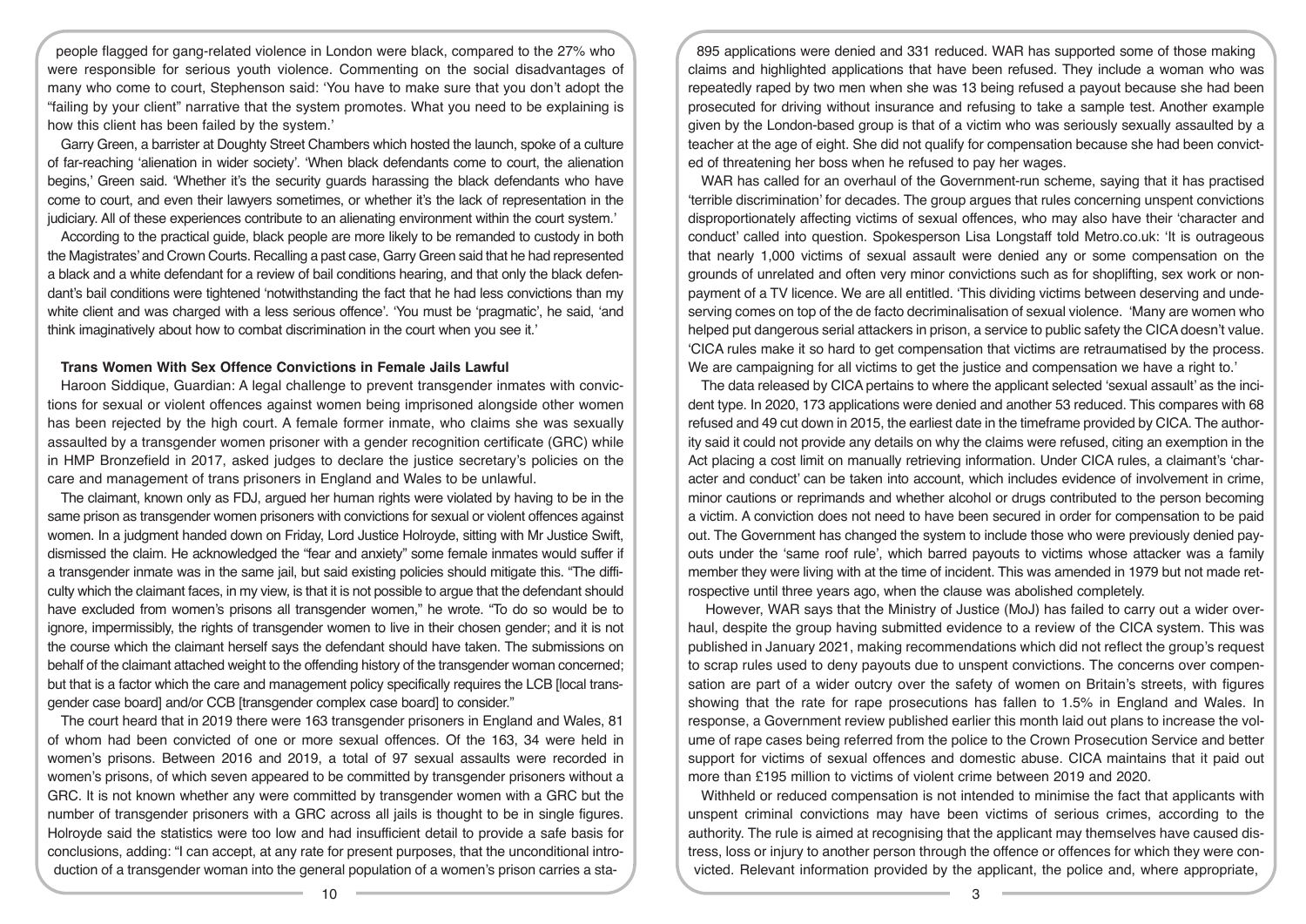people flagged for gang-related violence in London were black, compared to the 27% who were responsible for serious youth violence. Commenting on the social disadvantages of many who come to court, Stephenson said: 'You have to make sure that you don't adopt the "failing by your client" narrative that the system promotes. What you need to be explaining is how this client has been failed by the system.'

Garry Green, a barrister at Doughty Street Chambers which hosted the launch, spoke of a culture of far-reaching 'alienation in wider society'. 'When black defendants come to court, the alienation begins,' Green said. 'Whether it's the security guards harassing the black defendants who have come to court, and even their lawyers sometimes, or whether it's the lack of representation in the judiciary. All of these experiences contribute to an alienating environment within the court system.'

According to the practical guide, black people are more likely to be remanded to custody in both the Magistrates' and Crown Courts. Recalling a past case, Garry Green said that he had represented a black and a white defendant for a review of bail conditions hearing, and that only the black defendant's bail conditions were tightened 'notwithstanding the fact that he had less convictions than my white client and was charged with a less serious offence'. 'You must be 'pragmatic', he said, 'and think imaginatively about how to combat discrimination in the court when you see it.'

**Trans Women With Sex Offence Convictions in Female Jails Lawful**

Haroon Siddique, Guardian: A legal challenge to prevent transgender inmates with convictions for sexual or violent offences against women being imprisoned alongside other women has been rejected by the high court. A female former inmate, who claims she was sexually assaulted by a transgender women prisoner with a gender recognition certificate (GRC) while in HMP Bronzefield in 2017, asked judges to declare the justice secretary's policies on the care and management of trans prisoners in England and Wales to be unlawful.

The claimant, known only as FDJ, argued her human rights were violated by having to be in the same prison as transgender women prisoners with convictions for sexual or violent offences against women. In a judgment handed down on Friday, Lord Justice Holroyde, sitting with Mr Justice Swift, dismissed the claim. He acknowledged the "fear and anxiety" some female inmates would suffer if a transgender inmate was in the same jail, but said existing policies should mitigate this. "The difficulty which the claimant faces, in my view, is that it is not possible to argue that the defendant should have excluded from women's prisons all transgender women," he wrote. "To do so would be to ignore, impermissibly, the rights of transgender women to live in their chosen gender; and it is not the course which the claimant herself says the defendant should have taken. The submissions on behalf of the claimant attached weight to the offending history of the transgender woman concerned; but that is a factor which the care and management policy specifically requires the LCB [local transgender case board] and/or CCB [transgender complex case board] to consider."

The court heard that in 2019 there were 163 transgender prisoners in England and Wales, 81 of whom had been convicted of one or more sexual offences. Of the 163, 34 were held in women's prisons. Between 2016 and 2019, a total of 97 sexual assaults were recorded in women's prisons, of which seven appeared to be committed by transgender prisoners without a GRC. It is not known whether any were committed by transgender women with a GRC but the number of transgender prisoners with a GRC across all jails is thought to be in single figures. Holroyde said the statistics were too low and had insufficient detail to provide a safe basis for conclusions, adding: "I can accept, at any rate for present purposes, that the unconditional introduction of a transgender woman into the general population of a women's prison carries a sta-

895 applications were denied and 331 reduced. WAR has supported some of those making claims and highlighted applications that have been refused. They include a woman who was repeatedly raped by two men when she was 13 being refused a payout because she had been prosecuted for driving without insurance and refusing to take a sample test. Another example given by the London-based group is that of a victim who was seriously sexually assaulted by a teacher at the age of eight. She did not qualify for compensation because she had been convicted of threatening her boss when he refused to pay her wages.

WAR has called for an overhaul of the Government-run scheme, saying that it has practised 'terrible discrimination' for decades. The group argues that rules concerning unspent convictions disproportionately affecting victims of sexual offences, who may also have their 'character and conduct' called into question. Spokesperson Lisa Longstaff told Metro.co.uk: 'It is outrageous that nearly 1,000 victims of sexual assault were denied any or some compensation on the grounds of unrelated and often very minor convictions such as for shoplifting, sex work or non-payment of a TV licence. We are all entitled. 'This dividing victims between deserving and undeserving comes on top of the de facto decriminalisation of sexual violence. 'Many are women who helped put dangerous serial attackers in prison, a service to public safety the CICA doesn't value. 'CICA rules make it so hard to get compensation that victims are retraumatised by the process. We are campaigning for all victims to get the justice and compensation we have a right to.'

The data released by CICA pertains to where the applicant selected 'sexual assault' as the incident type. In 2020, 173 applications were denied and another 53 reduced. This compares with 68 refused and 49 cut down in 2015, the earliest date in the timeframe provided by CICA. The authority said it could not provide any details on why the claims were refused, citing an exemption in the Act placing a cost limit on manually retrieving information. Under CICA rules, a claimant's 'character and conduct' can be taken into account, which includes evidence of involvement in crime, minor cautions or reprimands and whether alcohol or drugs contributed to the person becoming a victim. A conviction does not need to have been secured in order for compensation to be paid out. The Government has changed the system to include those who were previously denied payouts under the 'same roof rule', which barred payouts to victims whose attacker was a family member they were living with at the time of incident. This was amended in 1979 but not made retrospective until three years ago, when the clause was abolished completely.

However, WAR says that the Ministry of Justice (MoJ) has failed to carry out a wider overhaul, despite the group having submitted evidence to a review of the CICA system. This was published in January 2021, making recommendations which did not reflect the group's request to scrap rules used to deny payouts due to unspent convictions. The concerns over compensation are part of a wider outcry over the safety of women on Britain's streets, with figures showing that the rate for rape prosecutions has fallen to 1.5% in England and Wales. In response, a Government review published earlier this month laid out plans to increase the volume of rape cases being referred from the police to the Crown Prosecution Service and better support for victims of sexual offences and domestic abuse. CICA maintains that it paid out more than £195 million to victims of violent crime between 2019 and 2020.

Withheld or reduced compensation is not intended to minimise the fact that applicants with unspent criminal convictions may have been victims of serious crimes, according to the authority. The rule is aimed at recognising that the applicant may themselves have caused distress, loss or injury to another person through the offence or offences for which they were convicted. Relevant information provided by the applicant, the police and, where appropriate,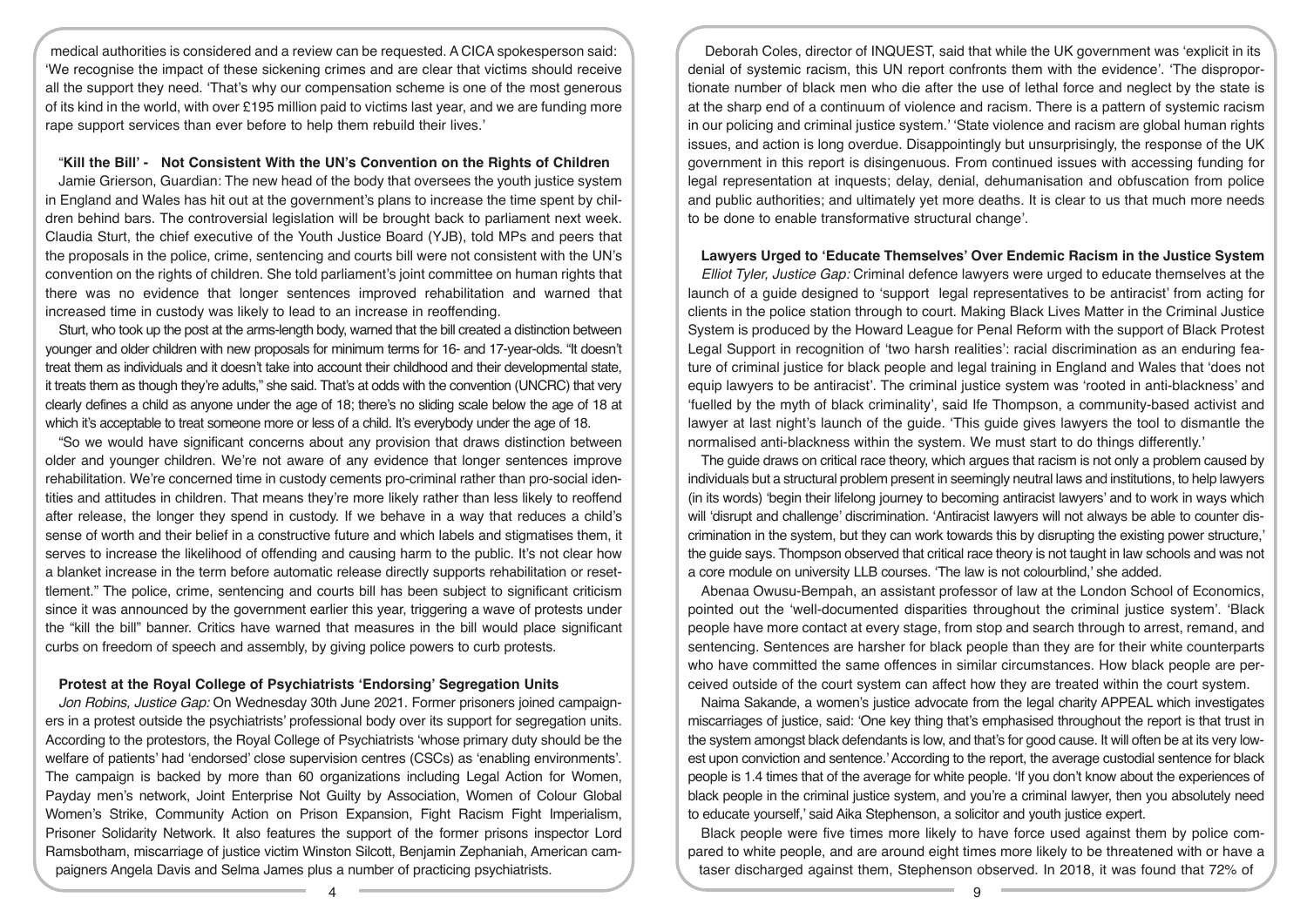medical authorities is considered and a review can be requested. A CICA spokesperson said: 'We recognise the impact of these sickening crimes and are clear that victims should receive all the support they need. 'That's why our compensation scheme is one of the most generous of its kind in the world, with over £195 million paid to victims last year, and we are funding more rape support services than ever before to help them rebuild their lives.'

### "Kill the Bill' - Not Consistent With the UN's Convention on the Rights of Children

Jamie Grierson, Guardian: The new head of the body that oversees the youth justice system in England and Wales has hit out at the government's plans to increase the time spent by children behind bars. The controversial legislation will be brought back to parliament next week. Claudia Sturt, the chief executive of the Youth Justice Board (YJB), told MPs and peers that the proposals in the police, crime, sentencing and courts bill were not consistent with the UN's convention on the rights of children. She told parliament's joint committee on human rights that there was no evidence that longer sentences improved rehabilitation and warned that increased time in custody was likely to lead to an increase in reoffending.

Sturt, who took up the post at the arms-length body, warned that the bill created a distinction between younger and older children with new proposals for minimum terms for 16- and 17-year-olds. "It doesn't treat them as individuals and it doesn't take into account their childhood and their developmental state, it treats them as though they're adults," she said. That's at odds with the convention (UNCRC) that very clearly defines a child as anyone under the age of 18; there's no sliding scale below the age of 18 at which it's acceptable to treat someone more or less of a child. It's everybody under the age of 18.

"So we would have significant concerns about any provision that draws distinction between older and younger children. We're not aware of any evidence that longer sentences improve rehabilitation. We're concerned time in custody cements pro-criminal rather than pro-social identities and attitudes in children. That means they're more likely rather than less likely to reoffend after release, the longer they spend in custody. If we behave in a way that reduces a child's sense of worth and their belief in a constructive future and which labels and stigmatises them, it serves to increase the likelihood of offending and causing harm to the public. It's not clear how a blanket increase in the term before automatic release directly supports rehabilitation or resettlement." The police, crime, sentencing and courts bill has been subject to significant criticism since it was announced by the government earlier this year, triggering a wave of protests under the "kill the bill" banner. Critics have warned that measures in the bill would place significant curbs on freedom of speech and assembly, by giving police powers to curb protests.

### Protest at the Royal College of Psychiatrists 'Endorsing' Segregation Units

*Jon Robins, Justice Gap:* On Wednesday 30th June 2021. Former prisoners joined campaigners in a protest outside the psychiatrists' professional body over its support for segregation units. According to the protestors, the Royal College of Psychiatrists 'whose primary duty should be the welfare of patients' had 'endorsed' close supervision centres (CSCs) as 'enabling environments'. The campaign is backed by more than 60 organizations including Legal Action for Women, Payday men's network, Joint Enterprise Not Guilty by Association, Women of Colour Global Women's Strike, Community Action on Prison Expansion, Fight Racism Fight Imperialism, Prisoner Solidarity Network. It also features the support of the former prisons inspector Lord Ramsbotham, miscarriage of justice victim Winston Silcott, Benjamin Zephaniah, American campaigners Angela Davis and Selma James plus a number of practicing psychiatrists.

Deborah Coles, director of INQUEST, said that while the UK government was 'explicit in its denial of systemic racism, this UN report confronts them with the evidence'. 'The disproportionate number of black men who die after the use of lethal force and neglect by the state is at the sharp end of a continuum of violence and racism. There is a pattern of systemic racism in our policing and criminal justice system.' 'State violence and racism are global human rights issues, and action is long overdue. Disappointingly but unsurprisingly, the response of the UK government in this report is disingenuous. From continued issues with accessing funding for legal representation at inquests; delay, denial, dehumanisation and obfuscation from police and public authorities; and ultimately yet more deaths. It is clear to us that much more needs to be done to enable transformative structural change'.

### Lawyers Urged to 'Educate Themselves' Over Endemic Racism in the Justice System

*Elliot Tyler, Justice Gap:* Criminal defence lawyers were urged to educate themselves at the launch of a guide designed to 'support legal representatives to be antiracist' from acting for clients in the police station through to court. Making Black Lives Matter in the Criminal Justice System is produced by the Howard League for Penal Reform with the support of Black Protest Legal Support in recognition of 'two harsh realities': racial discrimination as an enduring feature of criminal justice for black people and legal training in England and Wales that 'does not equip lawyers to be antiracist'. The criminal justice system was 'rooted in anti-blackness' and 'fuelled by the myth of black criminality', said Ife Thompson, a community-based activist and lawyer at last night's launch of the guide. 'This guide gives lawyers the tool to dismantle the normalised anti-blackness within the system. We must start to do things differently.'

The guide draws on critical race theory, which argues that racism is not only a problem caused by individuals but a structural problem present in seemingly neutral laws and institutions, to help lawyers (in its words) 'begin their lifelong journey to becoming antiracist lawyers' and to work in ways which will 'disrupt and challenge' discrimination. 'Antiracist lawyers will not always be able to counter discrimination in the system, but they can work towards this by disrupting the existing power structure,' the guide says. Thompson observed that critical race theory is not taught in law schools and was not a core module on university LLB courses. 'The law is not colourblind,' she added.

Abenaa Owusu-Bempah, an assistant professor of law at the London School of Economics, pointed out the 'well-documented disparities throughout the criminal justice system'. 'Black people have more contact at every stage, from stop and search through to arrest, remand, and sentencing. Sentences are harsher for black people than they are for their white counterparts who have committed the same offences in similar circumstances. How black people are perceived outside of the court system can affect how they are treated within the court system.

Naima Sakande, a women's justice advocate from the legal charity APPEAL which investigates miscarriages of justice, said: 'One key thing that's emphasised throughout the report is that trust in the system amongst black defendants is low, and that's for good cause. It will often be at its very lowest upon conviction and sentence.' According to the report, the average custodial sentence for black people is 1.4 times that of the average for white people. 'If you don't know about the experiences of black people in the criminal justice system, and you're a criminal lawyer, then you absolutely need to educate yourself,' said Aika Stephenson, a solicitor and youth justice expert.

Black people were five times more likely to have force used against them by police compared to white people, and are around eight times more likely to be threatened with or have a taser discharged against them, Stephenson observed. In 2018, it was found that 72% of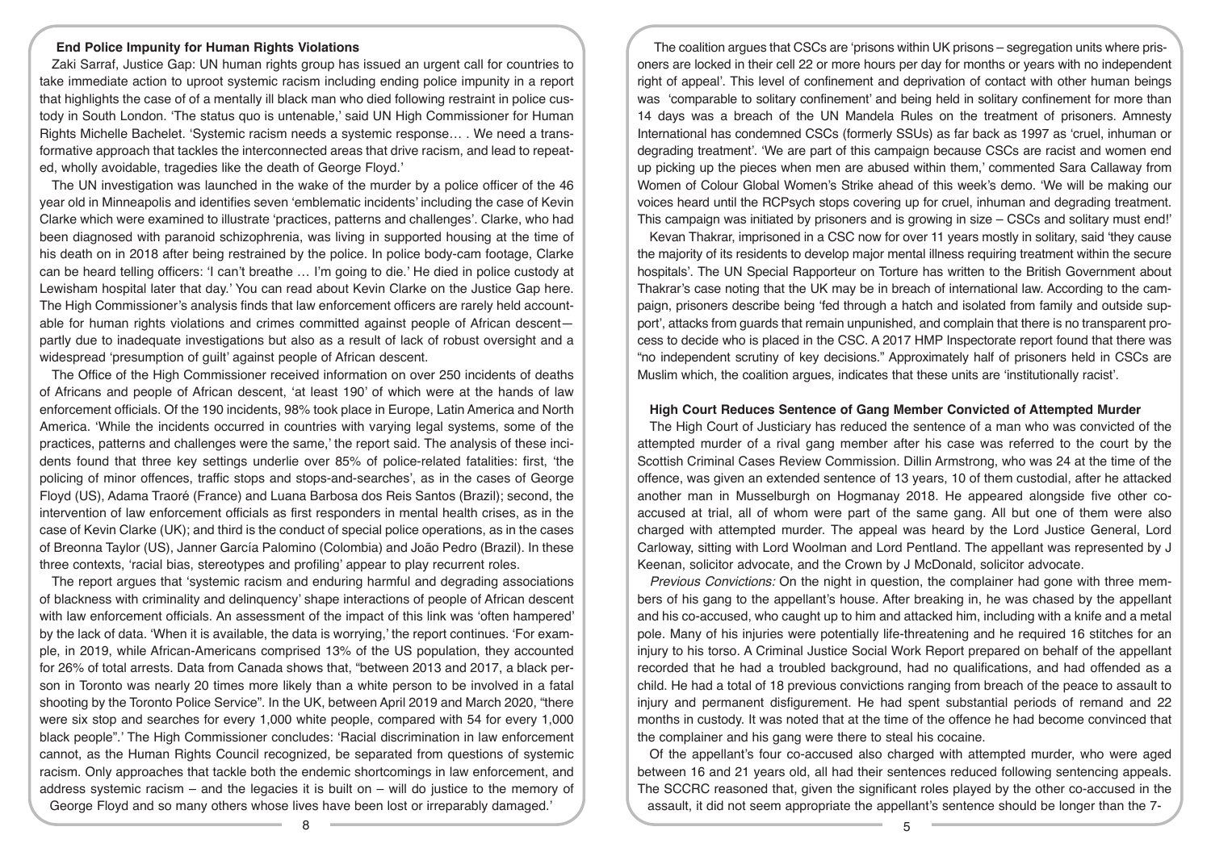## End Police Impunity for Human Rights Violations

Zaki Sarraf, Justice Gap: UN human rights group has issued an urgent call for countries to take immediate action to uproot systemic racism including ending police impunity in a report that highlights the case of of a mentally ill black man who died following restraint in police custody in South London. 'The status quo is untenable,' said UN High Commissioner for Human Rights Michelle Bachelet. 'Systemic racism needs a systemic response… . We need a transformative approach that tackles the interconnected areas that drive racism, and lead to repeated, wholly avoidable, tragedies like the death of George Floyd.'

The UN investigation was launched in the wake of the murder by a police officer of the 46 year old in Minneapolis and identifies seven 'emblematic incidents' including the case of Kevin Clarke which were examined to illustrate 'practices, patterns and challenges'. Clarke, who had been diagnosed with paranoid schizophrenia, was living in supported housing at the time of his death on in 2018 after being restrained by the police. In police body-cam footage, Clarke can be heard telling officers: 'I can't breathe … I'm going to die.' He died in police custody at Lewisham hospital later that day.' You can read about Kevin Clarke on the Justice Gap here. The High Commissioner's analysis finds that law enforcement officers are rarely held accountable for human rights violations and crimes committed against people of African descent—partly due to inadequate investigations but also as a result of lack of robust oversight and a widespread 'presumption of guilt' against people of African descent.

The Office of the High Commissioner received information on over 250 incidents of deaths of Africans and people of African descent, 'at least 190' of which were at the hands of law enforcement officials. Of the 190 incidents, 98% took place in Europe, Latin America and North America. 'While the incidents occurred in countries with varying legal systems, some of the practices, patterns and challenges were the same,' the report said. The analysis of these incidents found that three key settings underlie over 85% of police-related fatalities: first, 'the policing of minor offences, traffic stops and stops-and-searches', as in the cases of George Floyd (US), Adama Traoré (France) and Luana Barbosa dos Reis Santos (Brazil); second, the intervention of law enforcement officials as first responders in mental health crises, as in the case of Kevin Clarke (UK); and third is the conduct of special police operations, as in the cases of Breonna Taylor (US), Janner García Palomino (Colombia) and João Pedro (Brazil). In these three contexts, 'racial bias, stereotypes and profiling' appear to play recurrent roles.

The report argues that 'systemic racism and enduring harmful and degrading associations of blackness with criminality and delinquency' shape interactions of people of African descent with law enforcement officials. An assessment of the impact of this link was 'often hampered' by the lack of data. 'When it is available, the data is worrying,' the report continues. 'For example, in 2019, while African-Americans comprised 13% of the US population, they accounted for 26% of total arrests. Data from Canada shows that, "between 2013 and 2017, a black person in Toronto was nearly 20 times more likely than a white person to be involved in a fatal shooting by the Toronto Police Service". In the UK, between April 2019 and March 2020, "there were six stop and searches for every 1,000 white people, compared with 54 for every 1,000 black people".' The High Commissioner concludes: 'Racial discrimination in law enforcement cannot, as the Human Rights Council recognized, be separated from questions of systemic racism. Only approaches that tackle both the endemic shortcomings in law enforcement, and address systemic racism – and the legacies it is built on – will do justice to the memory of George Floyd and so many others whose lives have been lost or irreparably damaged.'

The coalition argues that CSCs are 'prisons within UK prisons – segregation units where prisoners are locked in their cell 22 or more hours per day for months or years with no independent right of appeal'. This level of confinement and deprivation of contact with other human beings was 'comparable to solitary confinement' and being held in solitary confinement for more than 14 days was a breach of the UN Mandela Rules on the treatment of prisoners. Amnesty International has condemned CSCs (formerly SSUs) as far back as 1997 as 'cruel, inhuman or degrading treatment'. 'We are part of this campaign because CSCs are racist and women end up picking up the pieces when men are abused within them,' commented Sara Callaway from Women of Colour Global Women's Strike ahead of this week's demo. 'We will be making our voices heard until the RCPsych stops covering up for cruel, inhuman and degrading treatment. This campaign was initiated by prisoners and is growing in size – CSCs and solitary must end!'

Kevan Thakrar, imprisoned in a CSC now for over 11 years mostly in solitary, said 'they cause the majority of its residents to develop major mental illness requiring treatment within the secure hospitals'. The UN Special Rapporteur on Torture has written to the British Government about Thakrar's case noting that the UK may be in breach of international law. According to the campaign, prisoners describe being 'fed through a hatch and isolated from family and outside support', attacks from guards that remain unpunished, and complain that there is no transparent process to decide who is placed in the CSC. A 2017 HMP Inspectorate report found that there was "no independent scrutiny of key decisions." Approximately half of prisoners held in CSCs are Muslim which, the coalition argues, indicates that these units are 'institutionally racist'.

## High Court Reduces Sentence of Gang Member Convicted of Attempted Murder

The High Court of Justiciary has reduced the sentence of a man who was convicted of the attempted murder of a rival gang member after his case was referred to the court by the Scottish Criminal Cases Review Commission. Dillin Armstrong, who was 24 at the time of the offence, was given an extended sentence of 13 years, 10 of them custodial, after he attacked another man in Musselburgh on Hogmanay 2018. He appeared alongside five other co-accused at trial, all of whom were part of the same gang. All but one of them were also charged with attempted murder. The appeal was heard by the Lord Justice General, Lord Carloway, sitting with Lord Woolman and Lord Pentland. The appellant was represented by J Keenan, solicitor advocate, and the Crown by J McDonald, solicitor advocate.

*Previous Convictions:* On the night in question, the complainer had gone with three members of his gang to the appellant's house. After breaking in, he was chased by the appellant and his co-accused, who caught up to him and attacked him, including with a knife and a metal pole. Many of his injuries were potentially life-threatening and he required 16 stitches for an injury to his torso. A Criminal Justice Social Work Report prepared on behalf of the appellant recorded that he had a troubled background, had no qualifications, and had offended as a child. He had a total of 18 previous convictions ranging from breach of the peace to assault to injury and permanent disfigurement. He had spent substantial periods of remand and 22 months in custody. It was noted that at the time of the offence he had become convinced that the complainer and his gang were there to steal his cocaine.

Of the appellant's four co-accused also charged with attempted murder, who were aged between 16 and 21 years old, all had their sentences reduced following sentencing appeals. The SCCRC reasoned that, given the significant roles played by the other co-accused in the assault, it did not seem appropriate the appellant's sentence should be longer than the 7-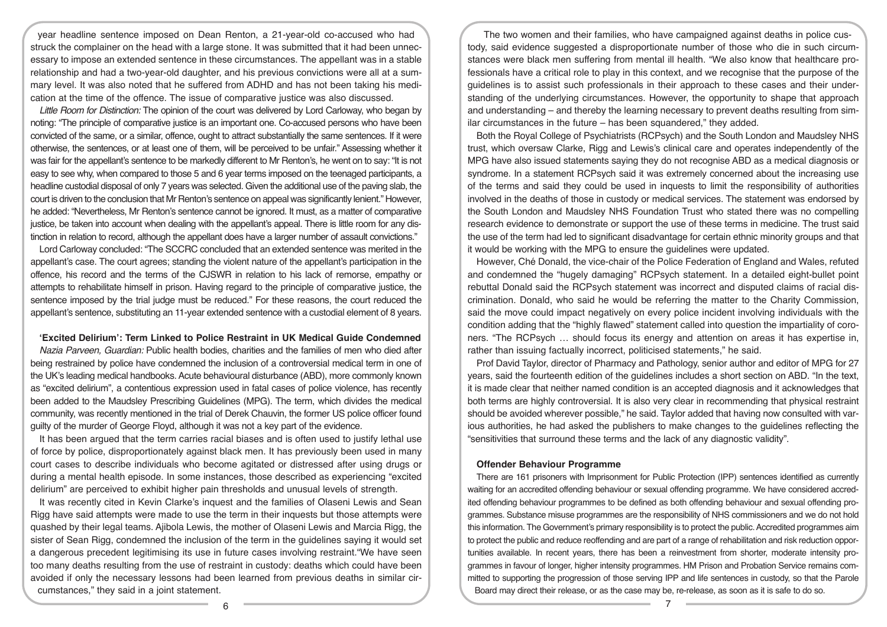year headline sentence imposed on Dean Renton, a 21-year-old co-accused who had struck the complainer on the head with a large stone. It was submitted that it had been unnecessary to impose an extended sentence in these circumstances. The appellant was in a stable relationship and had a two-year-old daughter, and his previous convictions were all at a summary level. It was also noted that he suffered from ADHD and has not been taking his medication at the time of the offence. The issue of comparative justice was also discussed.

*Little Room for Distinction:* The opinion of the court was delivered by Lord Carloway, who began by noting: "The principle of comparative justice is an important one. Co-accused persons who have been convicted of the same, or a similar, offence, ought to attract substantially the same sentences. If it were otherwise, the sentences, or at least one of them, will be perceived to be unfair." Assessing whether it was fair for the appellant's sentence to be markedly different to Mr Renton's, he went on to say: "It is not easy to see why, when compared to those 5 and 6 year terms imposed on the teenaged participants, a headline custodial disposal of only 7 years was selected. Given the additional use of the paving slab, the court is driven to the conclusion that Mr Renton's sentence on appeal was significantly lenient." However, he added: "Nevertheless, Mr Renton's sentence cannot be ignored. It must, as a matter of comparative justice, be taken into account when dealing with the appellant's appeal. There is little room for any distinction in relation to record, although the appellant does have a larger number of assault convictions."

Lord Carloway concluded: "The SCCRC concluded that an extended sentence was merited in the appellant's case. The court agrees; standing the violent nature of the appellant's participation in the offence, his record and the terms of the CJSWR in relation to his lack of remorse, empathy or attempts to rehabilitate himself in prison. Having regard to the principle of comparative justice, the sentence imposed by the trial judge must be reduced." For these reasons, the court reduced the appellant's sentence, substituting an 11-year extended sentence with a custodial element of 8 years.

## 'Excited Delirium': Term Linked to Police Restraint in UK Medical Guide Condemned

*Nazia Parveen, Guardian:* Public health bodies, charities and the families of men who died after being restrained by police have condemned the inclusion of a controversial medical term in one of the UK's leading medical handbooks. Acute behavioural disturbance (ABD), more commonly known as "excited delirium", a contentious expression used in fatal cases of police violence, has recently been added to the Maudsley Prescribing Guidelines (MPG). The term, which divides the medical community, was recently mentioned in the trial of Derek Chauvin, the former US police officer found guilty of the murder of George Floyd, although it was not a key part of the evidence.

It has been argued that the term carries racial biases and is often used to justify lethal use of force by police, disproportionately against black men. It has previously been used in many court cases to describe individuals who become agitated or distressed after using drugs or during a mental health episode. In some instances, those described as experiencing "excited delirium" are perceived to exhibit higher pain thresholds and unusual levels of strength.

It was recently cited in Kevin Clarke's inquest and the families of Olaseni Lewis and Sean Rigg have said attempts were made to use the term in their inquests but those attempts were quashed by their legal teams. Ajibola Lewis, the mother of Olaseni Lewis and Marcia Rigg, the sister of Sean Rigg, condemned the inclusion of the term in the guidelines saying it would set a dangerous precedent legitimising its use in future cases involving restraint."We have seen too many deaths resulting from the use of restraint in custody: deaths which could have been avoided if only the necessary lessons had been learned from previous deaths in similar circumstances," they said in a joint statement.

The two women and their families, who have campaigned against deaths in police custody, said evidence suggested a disproportionate number of those who die in such circumstances were black men suffering from mental ill health. "We also know that healthcare professionals have a critical role to play in this context, and we recognise that the purpose of the guidelines is to assist such professionals in their approach to these cases and their understanding of the underlying circumstances. However, the opportunity to shape that approach and understanding – and thereby the learning necessary to prevent deaths resulting from similar circumstances in the future – has been squandered," they added.

Both the Royal College of Psychiatrists (RCPsych) and the South London and Maudsley NHS trust, which oversaw Clarke, Rigg and Lewis's clinical care and operates independently of the MPG have also issued statements saying they do not recognise ABD as a medical diagnosis or syndrome. In a statement RCPsych said it was extremely concerned about the increasing use of the terms and said they could be used in inquests to limit the responsibility of authorities involved in the deaths of those in custody or medical services. The statement was endorsed by the South London and Maudsley NHS Foundation Trust who stated there was no compelling research evidence to demonstrate or support the use of these terms in medicine. The trust said the use of the term had led to significant disadvantage for certain ethnic minority groups and that it would be working with the MPG to ensure the guidelines were updated.

However, Ché Donald, the vice-chair of the Police Federation of England and Wales, refuted and condemned the "hugely damaging" RCPsych statement. In a detailed eight-bullet point rebuttal Donald said the RCPsych statement was incorrect and disputed claims of racial discrimination. Donald, who said he would be referring the matter to the Charity Commission, said the move could impact negatively on every police incident involving individuals with the condition adding that the "highly flawed" statement called into question the impartiality of coroners. "The RCPsych … should focus its energy and attention on areas it has expertise in, rather than issuing factually incorrect, politicised statements," he said.

Prof David Taylor, director of Pharmacy and Pathology, senior author and editor of MPG for 27 years, said the fourteenth edition of the guidelines includes a short section on ABD. "In the text, it is made clear that neither named condition is an accepted diagnosis and it acknowledges that both terms are highly controversial. It is also very clear in recommending that physical restraint should be avoided wherever possible," he said. Taylor added that having now consulted with various authorities, he had asked the publishers to make changes to the guidelines reflecting the "sensitivities that surround these terms and the lack of any diagnostic validity".

## Offender Behaviour Programme

There are 161 prisoners with Imprisonment for Public Protection (IPP) sentences identified as currently waiting for an accredited offending behaviour or sexual offending programme. We have considered accredited offending behaviour programmes to be defined as both offending behaviour and sexual offending programmes. Substance misuse programmes are the responsibility of NHS commissioners and we do not hold this information. The Government's primary responsibility is to protect the public. Accredited programmes aim to protect the public and reduce reoffending and are part of a range of rehabilitation and risk reduction opportunities available. In recent years, there has been a reinvestment from shorter, moderate intensity programmes in favour of longer, higher intensity programmes. HM Prison and Probation Service remains committed to supporting the progression of those serving IPP and life sentences in custody, so that the Parole Board may direct their release, or as the case may be, re-release, as soon as it is safe to do so.